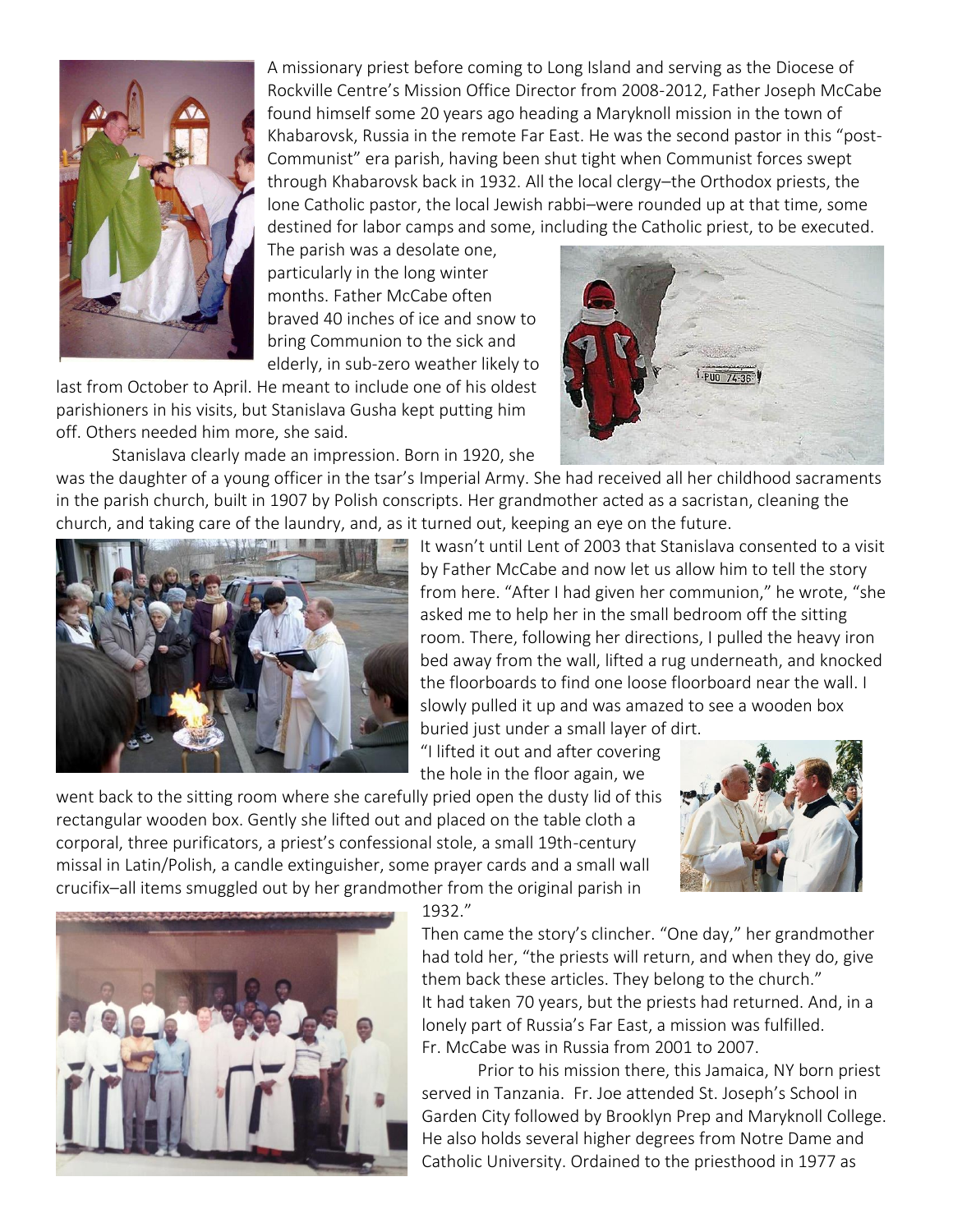A missionary priest before coming to Long Island and serving as the Diocese of Rockville Centre's Mission Office Director from 2008-2012, Father Joseph McCabe found himself some 20 years ago heading a Maryknoll mission in the town of Khabarovsk, Russia in the remote Far East. He was the second pastor in this "post-Communist" era parish, having been shut tight when Communist forces swept through Khabarovsk back in 1932. All the local clergy–the Orthodox priests, the lone Catholic pastor, the local Jewish rabbi–were rounded up at that time, some destined for labor camps and some, including the Catholic priest, to be executed.

The parish was a desolate one, particularly in the long winter months. Father McCabe often braved 40 inches of ice and snow to bring Communion to the sick and elderly, in sub-zero weather likely to last from October to April. He meant to include one of his oldest parishioners in his visits, but Stanislava Gusha kept putting him off. Others needed him more, she said.

Stanislava clearly made an impression. Born in 1920, she was the daughter of a young officer in the tsar's Imperial Army. She had received all her childhood sacraments in the parish church, built in 1907 by Polish conscripts. Her grandmother acted as a sacristan, cleaning the church, and taking care of the laundry, and, as it turned out, keeping an eye on the future.

It wasn't until Lent of 2003 that Stanislava consented to a visit by Father McCabe and now let us allow him to tell the story from here. "After I had given her communion," he wrote, "she asked me to help her in the small bedroom off the sitting room. There, following her directions, I pulled the heavy iron bed away from the wall, lifted a rug underneath, and knocked the floorboards to find one loose floorboard near the wall. I slowly pulled it up and was amazed to see a wooden box buried just under a small layer of dirt.

"I lifted it out and after covering the hole in the floor again, we went back to the sitting room where she carefully pried open the dusty lid of this rectangular wooden box. Gently she lifted out and placed on the table cloth a corporal, three purificators, a priest's confessional stole, a small 19th-century missal in Latin/Polish, a candle extinguisher, some prayer cards and a small wall crucifix–all items smuggled out by her grandmother from the original parish in 1932."

Then came the story's clincher. "One day," her grandmother had told her, "the priests will return, and when they do, give them back these articles. They belong to the church."

It had taken 70 years, but the priests had returned. And, in a lonely part of Russia's Far East, a mission was fulfilled.

Fr. McCabe was in Russia from 2001 to 2007.

Prior to his mission there, this Jamaica, NY born priest served in Tanzania. Fr. Joe attended St. Joseph's School in Garden City followed by Brooklyn Prep and Maryknoll College. He also holds several higher degrees from Notre Dame and Catholic University. Ordained to the priesthood in 1977 as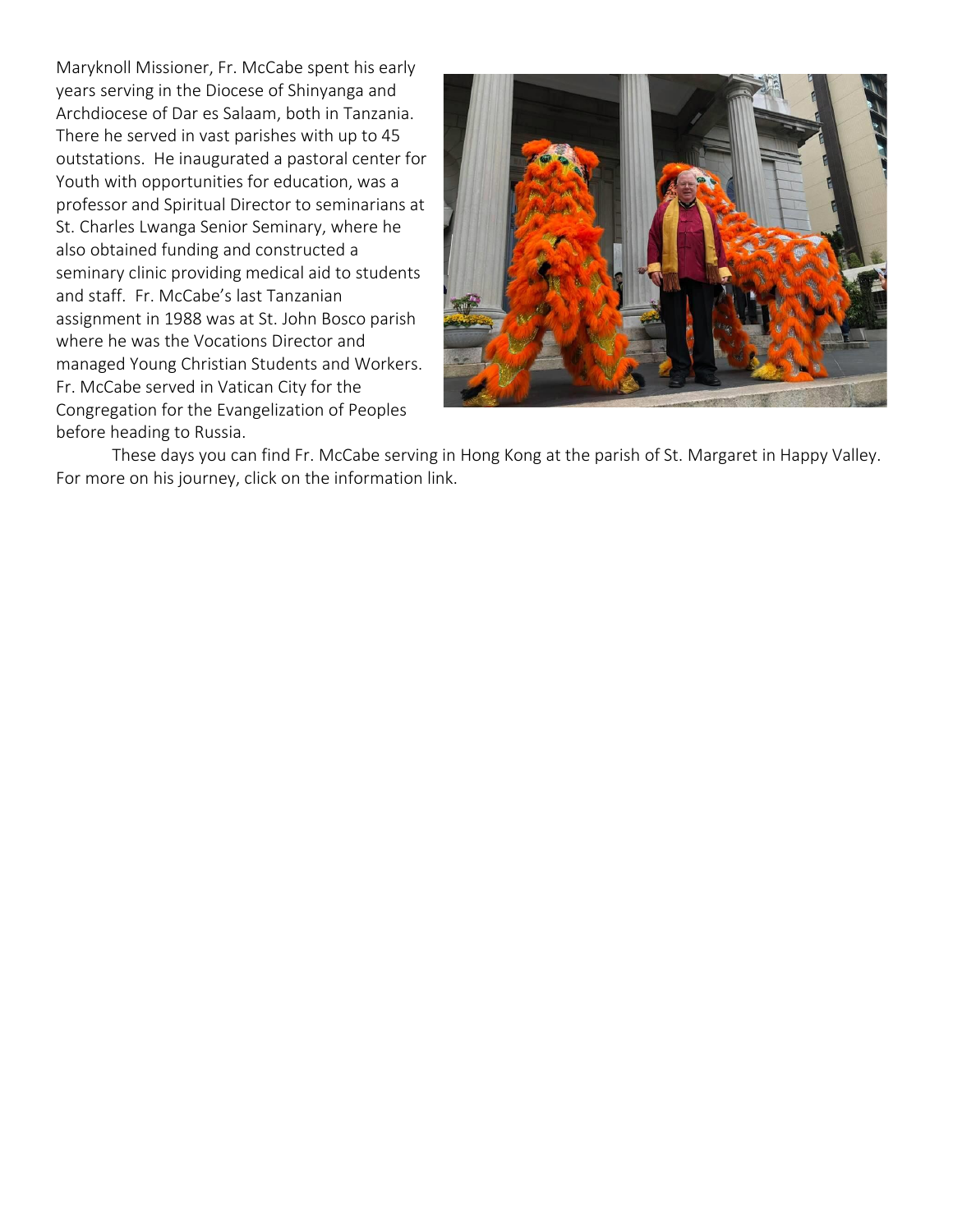Maryknoll Missioner, Fr. McCabe spent his early years serving in the Diocese of Shinyanga and Archdiocese of Dar es Salaam, both in Tanzania. There he served in vast parishes with up to 45 outstations. He inaugurated a pastoral center for Youth with opportunities for education, was a professor and Spiritual Director to seminarians at St. Charles Lwanga Senior Seminary, where he also obtained funding and constructed a seminary clinic providing medical aid to students and staff. Fr. McCabe's last Tanzanian assignment in 1988 was at St. John Bosco parish where he was the Vocations Director and managed Young Christian Students and Workers. Fr. McCabe served in Vatican City for the Congregation for the Evangelization of Peoples before heading to Russia.

These days you can find Fr. McCabe serving in Hong Kong at the parish of St. Margaret in Happy Valley. For more on his journey, click on the information link.